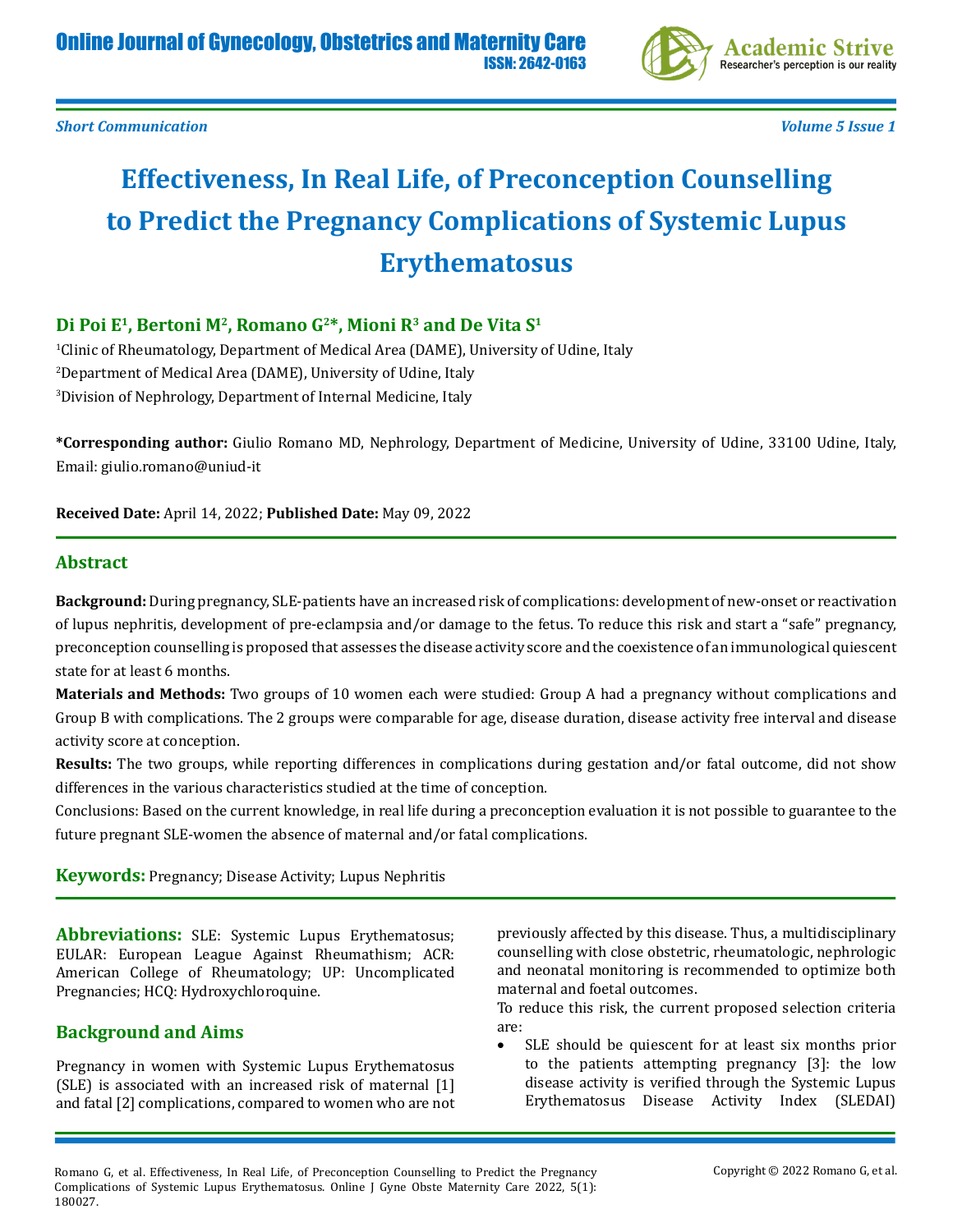Short Communication

# Effectiveness, In Real Life, of Preconception Counselling to Predict the Pregnancy Complications of Systemic Lupus Erythematosus

**Di Poi E[1], Bertoni M[2], Romano G[2]*, Mioni R[3] and De Vita S[1]**

[1]Clinic of Rheumatology, Department of Medical Area (DAME), University of Udine, Italy

[2]Department of Medical Area (DAME), University of Udine, Italy

[3]Division of Nephrology, Department of Internal Medicine, Italy

**\*Corresponding author:** Giulio Romano MD, Nephrology, Department of Medicine, University of Udine, 33100 Udine, Italy, Email: giulio.romano@uniud-it

**Received Date:** April 14, 2022; **Published Date:** May 09, 2022

## Abstract

**Background:** During pregnancy, SLE-patients have an increased risk of complications: development of new-onset or reactivation of lupus nephritis, development of pre-eclampsia and/or damage to the fetus. To reduce this risk and start a "safe" pregnancy, preconception counselling is proposed that assesses the disease activity score and the coexistence of an immunological quiescent state for at least 6 months.

**Materials and Methods:** Two groups of 10 women each were studied: Group A had a pregnancy without complications and Group B with complications. The 2 groups were comparable for age, disease duration, disease activity free interval and disease activity score at conception.

**Results:** The two groups, while reporting differences in complications during gestation and/or fatal outcome, did not show differences in the various characteristics studied at the time of conception.

Conclusions: Based on the current knowledge, in real life during a preconception evaluation it is not possible to guarantee to the future pregnant SLE-women the absence of maternal and/or fatal complications.

**Keywords:** Pregnancy; Disease Activity; Lupus Nephritis

**Abbreviations:** SLE: Systemic Lupus Erythematosus; EULAR: European League Against Rheumathism; ACR: American College of Rheumatology; UP: Uncomplicated Pregnancies; HCQ: Hydroxychloroquine.

## Background and Aims

Pregnancy in women with Systemic Lupus Erythematosus (SLE) is associated with an increased risk of maternal [1] and fatal [2] complications, compared to women who are not previously affected by this disease. Thus, a multidisciplinary counselling with close obstetric, rheumatologic, nephrologic and neonatal monitoring is recommended to optimize both maternal and foetal outcomes.

To reduce this risk, the current proposed selection criteria are:

- SLE should be quiescent for at least six months prior to the patients attempting pregnancy [3]: the low disease activity is verified through the Systemic Lupus Erythematosus Disease Activity Index (SLEDAI)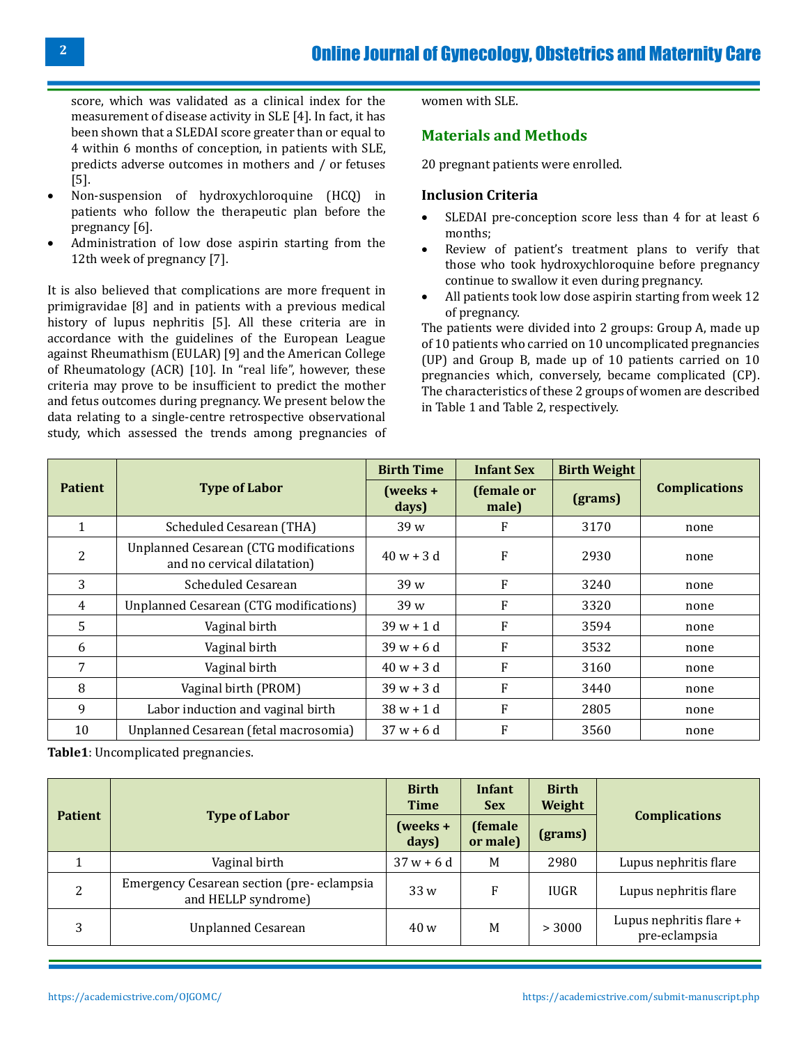score, which was validated as a clinical index for the measurement of disease activity in SLE [4]. In fact, it has been shown that a SLEDAI score greater than or equal to 4 within 6 months of conception, in patients with SLE, predicts adverse outcomes in mothers and / or fetuses [5].

- Non-suspension of hydroxychloroquine (HCQ) in patients who follow the therapeutic plan before the pregnancy [6].
- Administration of low dose aspirin starting from the 12th week of pregnancy [7].

It is also believed that complications are more frequent in primigravidae [8] and in patients with a previous medical history of lupus nephritis [5]. All these criteria are in accordance with the guidelines of the European League against Rheumathism (EULAR) [9] and the American College of Rheumatology (ACR) [10]. In "real life", however, these criteria may prove to be insufficient to predict the mother and fetus outcomes during pregnancy. We present below the data relating to a single-centre retrospective observational study, which assessed the trends among pregnancies of women with SLE.

## Materials and Methods

20 pregnant patients were enrolled.

### Inclusion Criteria

- SLEDAI pre-conception score less than 4 for at least 6 months;
- Review of patient's treatment plans to verify that those who took hydroxychloroquine before pregnancy continue to swallow it even during pregnancy.
- All patients took low dose aspirin starting from week 12 of pregnancy.

The patients were divided into 2 groups: Group A, made up of 10 patients who carried on 10 uncomplicated pregnancies (UP) and Group B, made up of 10 patients carried on 10 pregnancies which, conversely, became complicated (CP). The characteristics of these 2 groups of women are described in Table 1 and Table 2, respectively.

| Patient | Type of Labor | Birth Time | Infant Sex | Birth Weight | Complications |
|---|---|---|---|---|---|
| | | (weeks + days) | (female or male) | (grams) | |
| 1 | Scheduled Cesarean (THA) | 39 w | F | 3170 | none |
| 2 | Unplanned Cesarean (CTG modifications and no cervical dilatation) | 40 w + 3 d | F | 2930 | none |
| 3 | Scheduled Cesarean | 39 w | F | 3240 | none |
| 4 | Unplanned Cesarean (CTG modifications) | 39 w | F | 3320 | none |
| 5 | Vaginal birth | 39 w + 1 d | F | 3594 | none |
| 6 | Vaginal birth | 39 w + 6 d | F | 3532 | none |
| 7 | Vaginal birth | 40 w + 3 d | F | 3160 | none |
| 8 | Vaginal birth (PROM) | 39 w + 3 d | F | 3440 | none |
| 9 | Labor induction and vaginal birth | 38 w + 1 d | F | 2805 | none |
| 10 | Unplanned Cesarean (fetal macrosomia) | 37 w + 6 d | F | 3560 | none |

**Table1**: Uncomplicated pregnancies.

| Patient | Type of Labor | Birth Time | Infant Sex | Birth Weight | Complications |
|---|---|---|---|---|---|
| | | (weeks + days) | (female or male) | (grams) | |
| 1 | Vaginal birth | 37 w + 6 d | M | 2980 | Lupus nephritis flare |
| 2 | Emergency Cesarean section (pre- eclampsia and HELLP syndrome) | 33 w | F | IUGR | Lupus nephritis flare |
| 3 | Unplanned Cesarean | 40 w | M | > 3000 | Lupus nephritis flare + pre-eclampsia |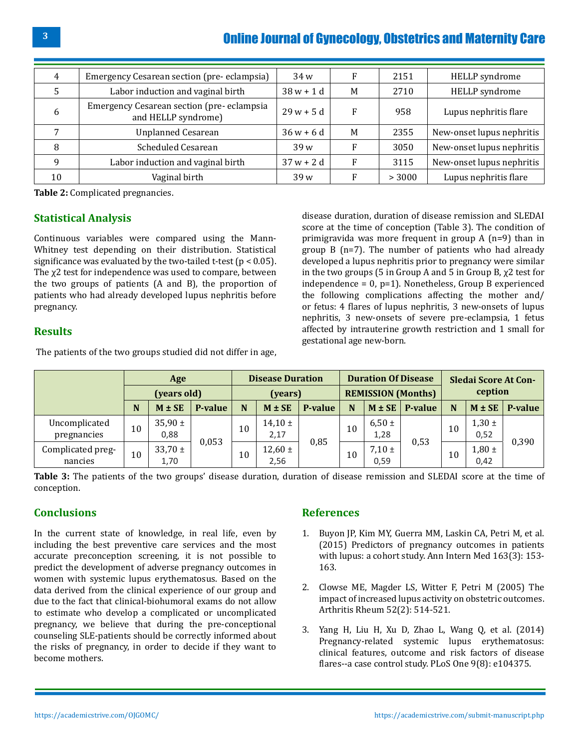| 4 | Emergency Cesarean section (pre- eclampsia) | 34 w | F | 2151 | HELLP syndrome |
|---|---|---|---|---|---|
| 5 | Labor induction and vaginal birth | 38 w + 1 d | M | 2710 | HELLP syndrome |
| 6 | Emergency Cesarean section (pre- eclampsia and HELLP syndrome) | 29 w + 5 d | F | 958 | Lupus nephritis flare |
| 7 | Unplanned Cesarean | 36 w + 6 d | M | 2355 | New-onset lupus nephritis |
| 8 | Scheduled Cesarean | 39 w | F | 3050 | New-onset lupus nephritis |
| 9 | Labor induction and vaginal birth | 37 w + 2 d | F | 3115 | New-onset lupus nephritis |
| 10 | Vaginal birth | 39 w | F | > 3000 | Lupus nephritis flare |

**Table 2:** Complicated pregnancies.

## Statistical Analysis

Continuous variables were compared using the Mann-Whitney test depending on their distribution. Statistical significance was evaluated by the two-tailed t-test ($p < 0.05$). The $\chi 2$ test for independence was used to compare, between the two groups of patients (A and B), the proportion of patients who had already developed lupus nephritis before pregnancy.

## Results

The patients of the two groups studied did not differ in age, disease duration, duration of disease remission and SLEDAI score at the time of conception (Table 3). The condition of primigravida was more frequent in group A (n=9) than in group B (n=7). The number of patients who had already developed a lupus nephritis prior to pregnancy were similar in the two groups (5 in Group A and 5 in Group B, $\chi 2$ test for independence = 0, p=1). Nonetheless, Group B experienced the following complications affecting the mother and/or fetus: 4 flares of lupus nephritis, 3 new-onsets of lupus nephritis, 3 new-onsets of severe pre-eclampsia, 1 fetus affected by intrauterine growth restriction and 1 small for gestational age new-born.

| | Age (years old) | | | Disease Duration (years) | | | Duration Of Disease REMISSION (Months) | | | Sledai Score At Conception | | |
|---|---|---|---|---|---|---|---|---|---|---|---|---|
| | N | M ± SE | P-value | N | M ± SE | P-value | N | M ± SE | P-value | N | M ± SE | P-value |
| Uncomplicated pregnancies | 10 | 35,90 ± 0,88 | 0,053 | 10 | 14,10 ± 2,17 | 0,85 | 10 | 6,50 ± 1,28 | 0,53 | 10 | 1,30 ± 0,52 | 0,390 |
| Complicated pregnancies | 10 | 33,70 ± 1,70 | | 10 | 12,60 ± 2,56 | | 10 | 7,10 ± 0,59 | | 10 | 1,80 ± 0,42 | |

**Table 3:** The patients of the two groups' disease duration, duration of disease remission and SLEDAI score at the time of conception.

## Conclusions

In the current state of knowledge, in real life, even by including the best preventive care services and the most accurate preconception screening, it is not possible to predict the development of adverse pregnancy outcomes in women with systemic lupus erythematosus. Based on the data derived from the clinical experience of our group and due to the fact that clinical-biohumoral exams do not allow to estimate who develop a complicated or uncomplicated pregnancy, we believe that during the pre-conceptional counseling SLE-patients should be correctly informed about the risks of pregnancy, in order to decide if they want to become mothers.

## References

1. Buyon JP, Kim MY, Guerra MM, Laskin CA, Petri M, et al. (2015) Predictors of pregnancy outcomes in patients with lupus: a cohort study. Ann Intern Med 163(3): 153-163.
2. Clowse ME, Magder LS, Witter F, Petri M (2005) The impact of increased lupus activity on obstetric outcomes. Arthritis Rheum 52(2): 514-521.
3. Yang H, Liu H, Xu D, Zhao L, Wang Q, et al. (2014) Pregnancy-related systemic lupus erythematosus: clinical features, outcome and risk factors of disease flares--a case control study. PLoS One 9(8): e104375.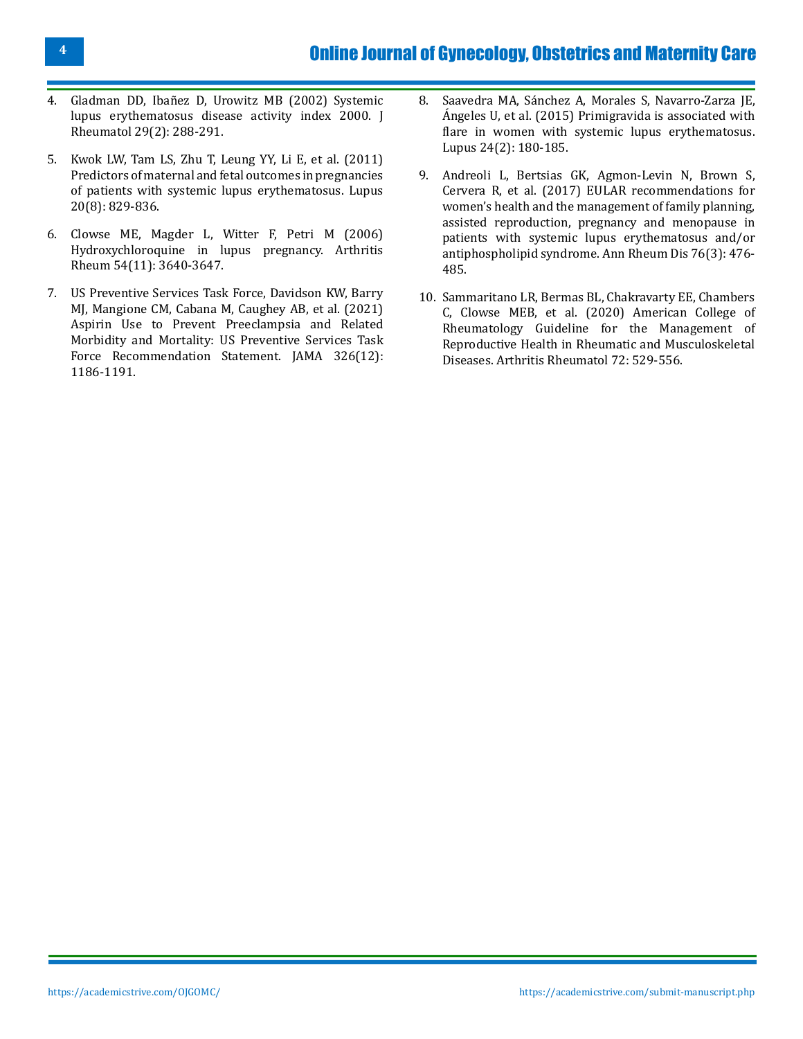4. Gladman DD, Ibañez D, Urowitz MB (2002) Systemic lupus erythematosus disease activity index 2000. J Rheumatol 29(2): 288-291.
5. Kwok LW, Tam LS, Zhu T, Leung YY, Li E, et al. (2011) Predictors of maternal and fetal outcomes in pregnancies of patients with systemic lupus erythematosus. Lupus 20(8): 829-836.
6. Clowse ME, Magder L, Witter F, Petri M (2006) Hydroxychloroquine in lupus pregnancy. Arthritis Rheum 54(11): 3640-3647.
7. US Preventive Services Task Force, Davidson KW, Barry MJ, Mangione CM, Cabana M, Caughey AB, et al. (2021) Aspirin Use to Prevent Preeclampsia and Related Morbidity and Mortality: US Preventive Services Task Force Recommendation Statement. JAMA 326(12): 1186-1191.
8. Saavedra MA, Sánchez A, Morales S, Navarro-Zarza JE, Ángeles U, et al. (2015) Primigravida is associated with flare in women with systemic lupus erythematosus. Lupus 24(2): 180-185.
9. Andreoli L, Bertsias GK, Agmon-Levin N, Brown S, Cervera R, et al. (2017) EULAR recommendations for women's health and the management of family planning, assisted reproduction, pregnancy and menopause in patients with systemic lupus erythematosus and/or antiphospholipid syndrome. Ann Rheum Dis 76(3): 476-485.
10. Sammaritano LR, Bermas BL, Chakravarty EE, Chambers C, Clowse MEB, et al. (2020) American College of Rheumatology Guideline for the Management of Reproductive Health in Rheumatic and Musculoskeletal Diseases. Arthritis Rheumatol 72: 529-556.